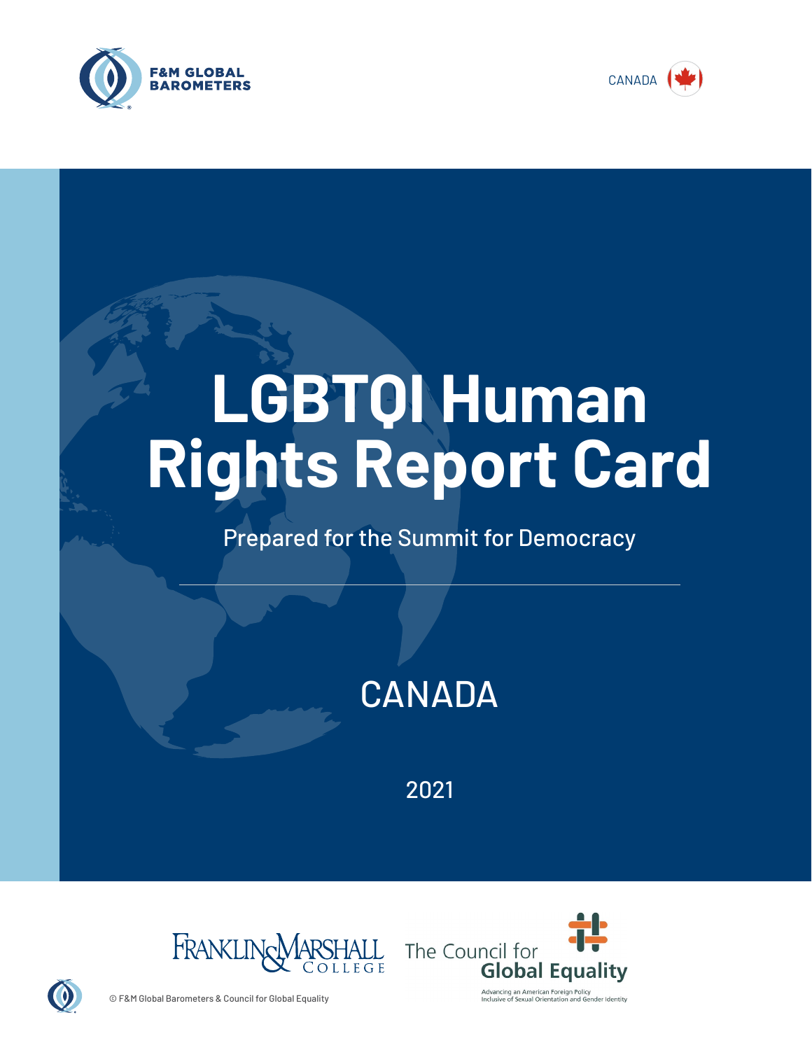F&M GLOBAL BAROMETERS

CANADA

# LGBTQI Human Rights Report Card

Prepared for the Summit for Democracy

## CANADA

2021

Franklin & Marshall College

The Council for Global Equality

Advancing an American Foreign Policy Inclusive of Sexual Orientation and Gender Identity

© F&M Global Barometers & Council for Global Equality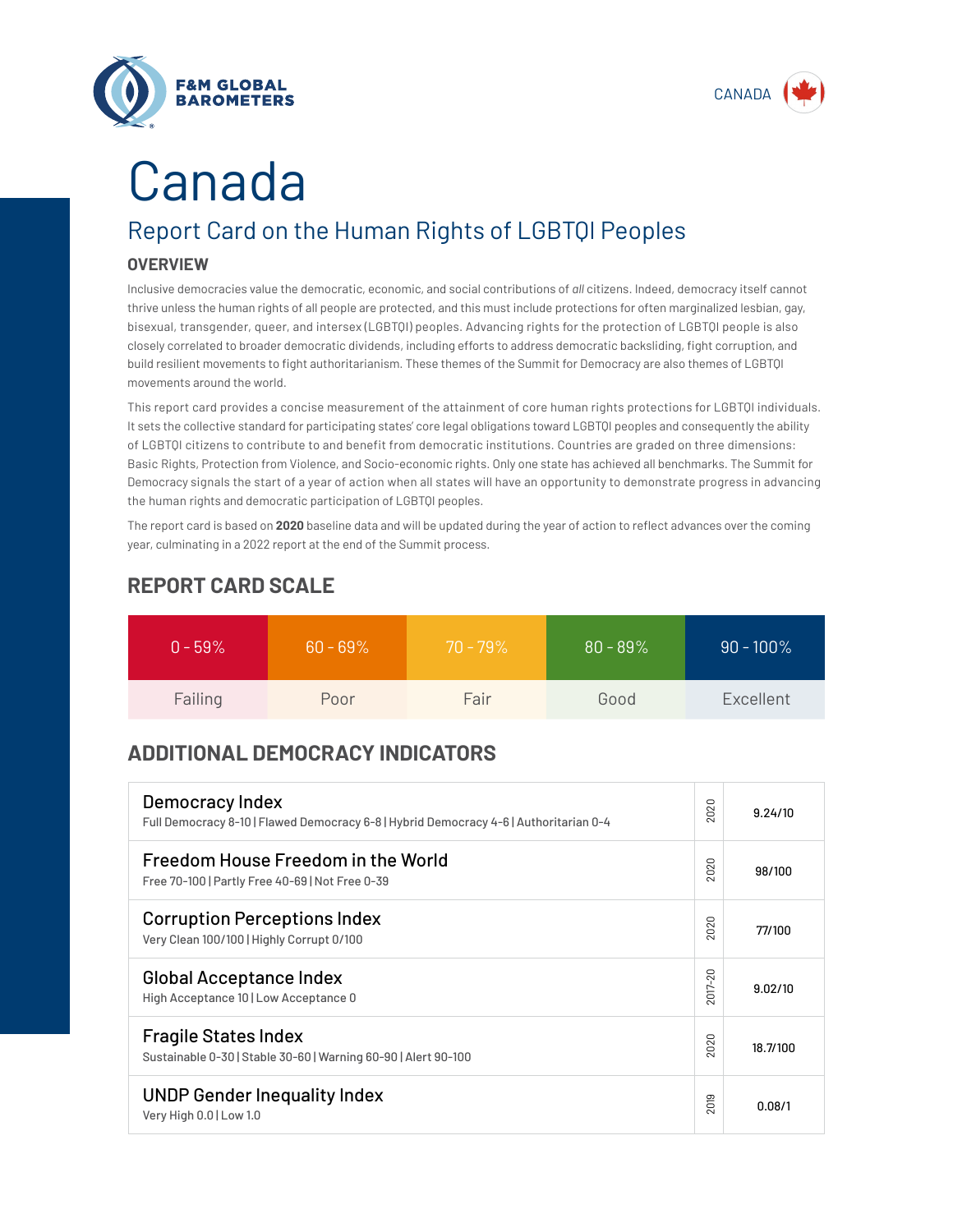# Canada

## Report Card on the Human Rights of LGBTQI Peoples

### OVERVIEW

Inclusive democracies value the democratic, economic, and social contributions of *all* citizens. Indeed, democracy itself cannot thrive unless the human rights of all people are protected, and this must include protections for often marginalized lesbian, gay, bisexual, transgender, queer, and intersex (LGBTQI) peoples. Advancing rights for the protection of LGBTQI people is also closely correlated to broader democratic dividends, including efforts to address democratic backsliding, fight corruption, and build resilient movements to fight authoritarianism. These themes of the Summit for Democracy are also themes of LGBTQI movements around the world.

This report card provides a concise measurement of the attainment of core human rights protections for LGBTQI individuals. It sets the collective standard for participating states' core legal obligations toward LGBTQI peoples and consequently the ability of LGBTQI citizens to contribute to and benefit from democratic institutions. Countries are graded on three dimensions: Basic Rights, Protection from Violence, and Socio-economic rights. Only one state has achieved all benchmarks. The Summit for Democracy signals the start of a year of action when all states will have an opportunity to demonstrate progress in advancing the human rights and democratic participation of LGBTQI peoples.

The report card is based on **2020** baseline data and will be updated during the year of action to reflect advances over the coming year, culminating in a 2022 report at the end of the Summit process.

### REPORT CARD SCALE

| 0 - 59% | 60 - 69% | 70 - 79% | 80 - 89% | 90 - 100% |
|---|---|---|---|---|
| Failing | Poor | Fair | Good | Excellent |

### ADDITIONAL DEMOCRACY INDICATORS

| Indicator | Year | Score |
|---|---|---|
| **Democracy Index**<br>Full Democracy 8-10 \| Flawed Democracy 6-8 \| Hybrid Democracy 4-6 \| Authoritarian 0-4 | 2020 | 9.24/10 |
| **Freedom House Freedom in the World**<br>Free 70-100 \| Partly Free 40-69 \| Not Free 0-39 | 2020 | 98/100 |
| **Corruption Perceptions Index**<br>Very Clean 100/100 \| Highly Corrupt 0/100 | 2020 | 77/100 |
| **Global Acceptance Index**<br>High Acceptance 10 \| Low Acceptance 0 | 2017-20 | 9.02/10 |
| **Fragile States Index**<br>Sustainable 0-30 \| Stable 30-60 \| Warning 60-90 \| Alert 90-100 | 2020 | 18.7/100 |
| **UNDP Gender Inequality Index**<br>Very High 0.0 \| Low 1.0 | 2019 | 0.08/1 |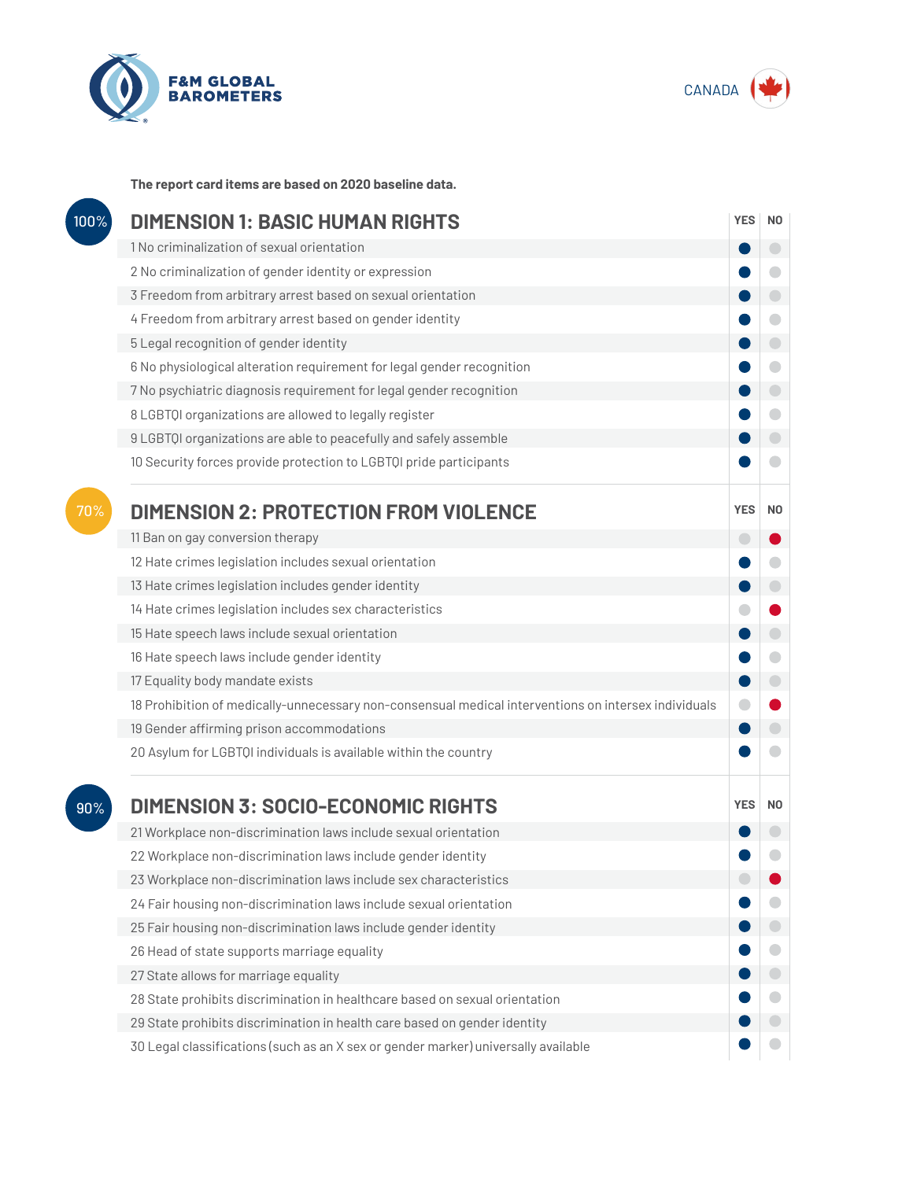F&M GLOBAL BAROMETERS

CANADA

**The report card items are based on 2020 baseline data.**

## DIMENSION 1: BASIC HUMAN RIGHTS

100%

| Item | YES | NO |
|---|---|---|
| 1 No criminalization of sexual orientation | ● | |
| 2 No criminalization of gender identity or expression | ● | |
| 3 Freedom from arbitrary arrest based on sexual orientation | ● | |
| 4 Freedom from arbitrary arrest based on gender identity | ● | |
| 5 Legal recognition of gender identity | ● | |
| 6 No physiological alteration requirement for legal gender recognition | ● | |
| 7 No psychiatric diagnosis requirement for legal gender recognition | ● | |
| 8 LGBTQI organizations are allowed to legally register | ● | |
| 9 LGBTQI organizations are able to peacefully and safely assemble | ● | |
| 10 Security forces provide protection to LGBTQI pride participants | ● | |

## DIMENSION 2: PROTECTION FROM VIOLENCE

70%

| Item | YES | NO |
|---|---|---|
| 11 Ban on gay conversion therapy | | ● |
| 12 Hate crimes legislation includes sexual orientation | ● | |
| 13 Hate crimes legislation includes gender identity | ● | |
| 14 Hate crimes legislation includes sex characteristics | | ● |
| 15 Hate speech laws include sexual orientation | ● | |
| 16 Hate speech laws include gender identity | ● | |
| 17 Equality body mandate exists | ● | |
| 18 Prohibition of medically-unnecessary non-consensual medical interventions on intersex individuals | | ● |
| 19 Gender affirming prison accommodations | ● | |
| 20 Asylum for LGBTQI individuals is available within the country | ● | |

## DIMENSION 3: SOCIO-ECONOMIC RIGHTS

90%

| Item | YES | NO |
|---|---|---|
| 21 Workplace non-discrimination laws include sexual orientation | ● | |
| 22 Workplace non-discrimination laws include gender identity | ● | |
| 23 Workplace non-discrimination laws include sex characteristics | | ● |
| 24 Fair housing non-discrimination laws include sexual orientation | ● | |
| 25 Fair housing non-discrimination laws include gender identity | ● | |
| 26 Head of state supports marriage equality | ● | |
| 27 State allows for marriage equality | ● | |
| 28 State prohibits discrimination in healthcare based on sexual orientation | ● | |
| 29 State prohibits discrimination in health care based on gender identity | ● | |
| 30 Legal classifications (such as an X sex or gender marker) universally available | ● | |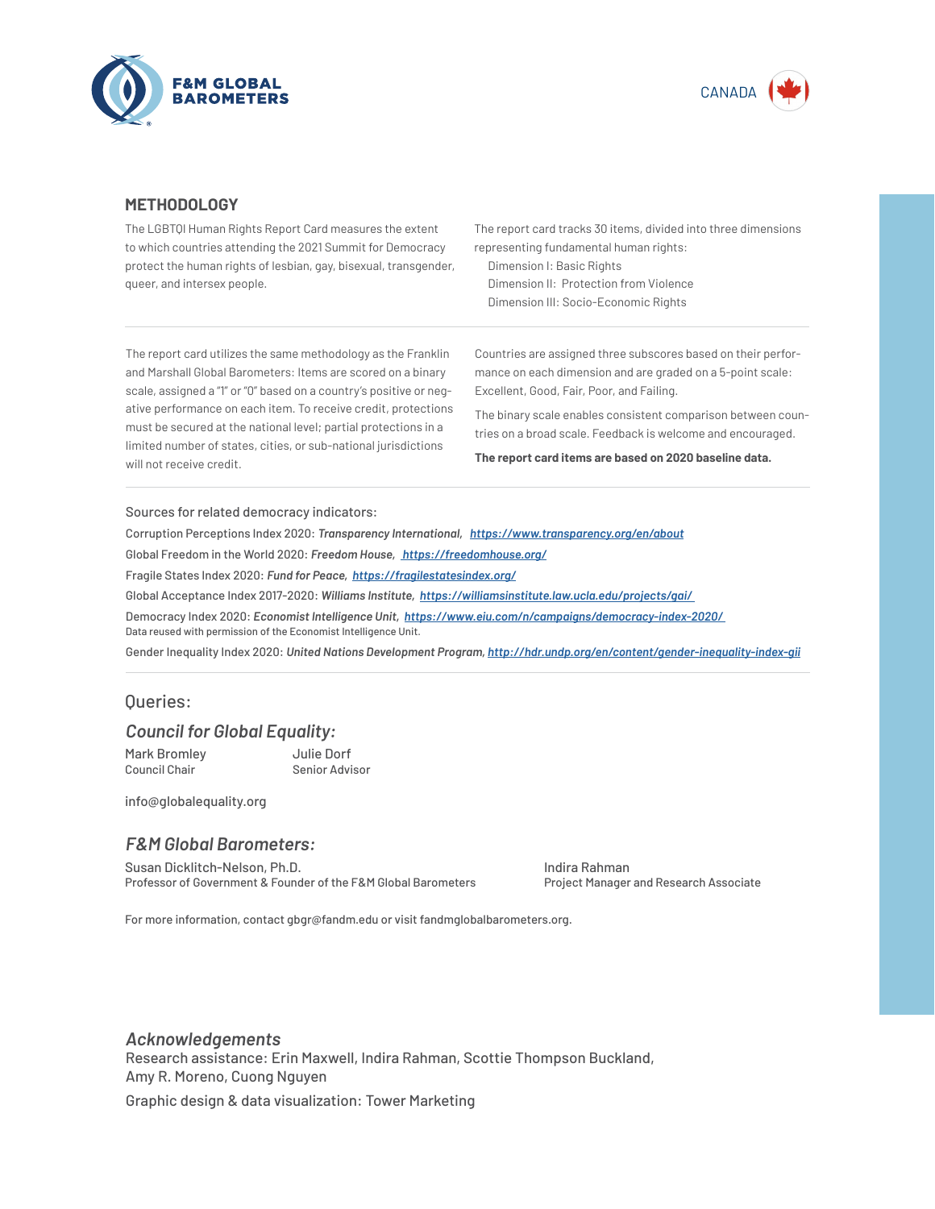F&M GLOBAL BAROMETERS

CANADA

## METHODOLOGY

The LGBTQI Human Rights Report Card measures the extent to which countries attending the 2021 Summit for Democracy protect the human rights of lesbian, gay, bisexual, transgender, queer, and intersex people.

The report card tracks 30 items, divided into three dimensions representing fundamental human rights:

- Dimension I: Basic Rights
- Dimension II: Protection from Violence
- Dimension III: Socio-Economic Rights

The report card utilizes the same methodology as the Franklin and Marshall Global Barometers: Items are scored on a binary scale, assigned a "1" or "0" based on a country's positive or negative performance on each item. To receive credit, protections must be secured at the national level; partial protections in a limited number of states, cities, or sub-national jurisdictions will not receive credit.

Countries are assigned three subscores based on their performance on each dimension and are graded on a 5-point scale: Excellent, Good, Fair, Poor, and Failing.

The binary scale enables consistent comparison between countries on a broad scale. Feedback is welcome and encouraged.

**The report card items are based on 2020 baseline data.**

Sources for related democracy indicators:

Corruption Perceptions Index 2020: ***Transparency International,*** ***https://www.transparency.org/en/about***

Global Freedom in the World 2020: ***Freedom House,*** ***https://freedomhouse.org/***

Fragile States Index 2020: ***Fund for Peace,*** ***https://fragilestatesindex.org/***

Global Acceptance Index 2017-2020: ***Williams Institute,*** ***https://williamsinstitute.law.ucla.edu/projects/gai/***

Democracy Index 2020: ***Economist Intelligence Unit,*** ***https://www.eiu.com/n/campaigns/democracy-index-2020/***
Data reused with permission of the Economist Intelligence Unit.

Gender Inequality Index 2020: ***United Nations Development Program,*** ***http://hdr.undp.org/en/content/gender-inequality-index-gii***

## Queries:

### *Council for Global Equality:*

Mark Bromley
Council Chair

Julie Dorf
Senior Advisor

info@globalequality.org

### *F&M Global Barometers:*

Susan Dicklitch-Nelson, Ph.D.
Professor of Government & Founder of the F&M Global Barometers

Indira Rahman
Project Manager and Research Associate

For more information, contact gbgr@fandm.edu or visit fandmglobalbarometers.org.

### *Acknowledgements*

Research assistance: Erin Maxwell, Indira Rahman, Scottie Thompson Buckland, Amy R. Moreno, Cuong Nguyen

Graphic design & data visualization: Tower Marketing